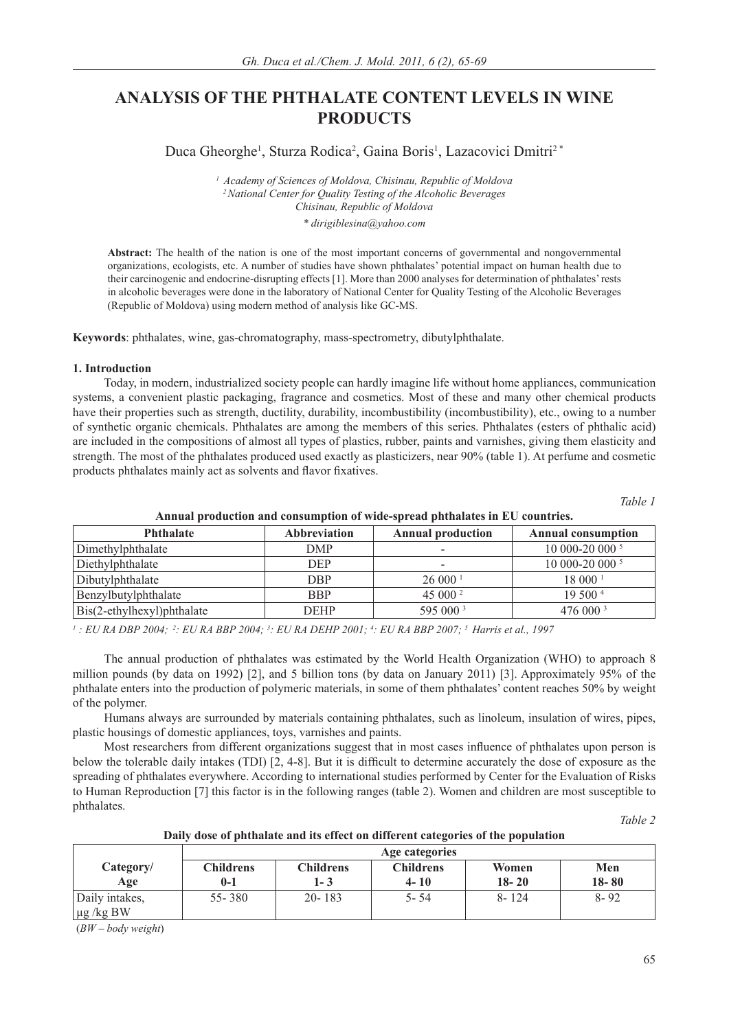# ANALYSIS OF THE PHTHALATE CONTENT LEVELS IN WINE PRODUCTS

Duca Gheorghe[1], Sturza Rodica[2], Gaina Boris[1], Lazacovici Dmitri[2 *]

*[1] Academy of Sciences of Moldova, Chisinau, Republic of Moldova*
*[2] National Center for Quality Testing of the Alcoholic Beverages Chisinau, Republic of Moldova*
*\* dirigiblesina@yahoo.com*

**Abstract:** The health of the nation is one of the most important concerns of governmental and nongovernmental organizations, ecologists, etc. A number of studies have shown phthalates' potential impact on human health due to their carcinogenic and endocrine-disrupting effects [1]. More than 2000 analyses for determination of phthalates' rests in alcoholic beverages were done in the laboratory of National Center for Quality Testing of the Alcoholic Beverages (Republic of Moldova) using modern method of analysis like GC-MS.

**Keywords**: phthalates, wine, gas-chromatography, mass-spectrometry, dibutylphthalate.

## 1. Introduction

Today, in modern, industrialized society people can hardly imagine life without home appliances, communication systems, a convenient plastic packaging, fragrance and cosmetics. Most of these and many other chemical products have their properties such as strength, ductility, durability, incombustibility (incombustibility), etc., owing to a number of synthetic organic chemicals. Phthalates are among the members of this series. Phthalates (esters of phthalic acid) are included in the compositions of almost all types of plastics, rubber, paints and varnishes, giving them elasticity and strength. The most of the phthalates produced used exactly as plasticizers, near 90% (table 1). At perfume and cosmetic products phthalates mainly act as solvents and flavor fixatives.

*Table 1*

**Annual production and consumption of wide-spread phthalates in EU countries.**

| Phthalate | Abbreviation | Annual production | Annual consumption |
|---|---|---|---|
| Dimethylphthalate | DMP | - | 10 000-20 000 [5] |
| Diethylphthalate | DEP | - | 10 000-20 000 [5] |
| Dibutylphthalate | DBP | 26 000 [1] | 18 000 [1] |
| Benzylbutylphthalate | BBP | 45 000 [2] | 19 500 [4] |
| Bis(2-ethylhexyl)phthalate | DEHP | 595 000 [3] | 476 000 [3] |

*[1]: EU RA DBP 2004; [2]: EU RA BBP 2004; [3]: EU RA DEHP 2001; [4]: EU RA BBP 2007; [5] Harris et al., 1997*

The annual production of phthalates was estimated by the World Health Organization (WHO) to approach 8 million pounds (by data on 1992) [2], and 5 billion tons (by data on January 2011) [3]. Approximately 95% of the phthalate enters into the production of polymeric materials, in some of them phthalates' content reaches 50% by weight of the polymer.

Humans always are surrounded by materials containing phthalates, such as linoleum, insulation of wires, pipes, plastic housings of domestic appliances, toys, varnishes and paints.

Most researchers from different organizations suggest that in most cases influence of phthalates upon person is below the tolerable daily intakes (TDI) [2, 4-8]. But it is difficult to determine accurately the dose of exposure as the spreading of phthalates everywhere. According to international studies performed by Center for the Evaluation of Risks to Human Reproduction [7] this factor is in the following ranges (table 2). Women and children are most susceptible to phthalates.

*Table 2*

**Daily dose of phthalate and its effect on different categories of the population**

| Category/ Age | Age categories | | | | |
|---|---|---|---|---|---|
| | **Childrens 0-1** | **Childrens 1- 3** | **Childrens 4- 10** | **Women 18- 20** | **Men 18- 80** |
| Daily intakes, μg /kg BW | 55- 380 | 20- 183 | 5- 54 | 8- 124 | 8- 92 |

(*BW – body weight*)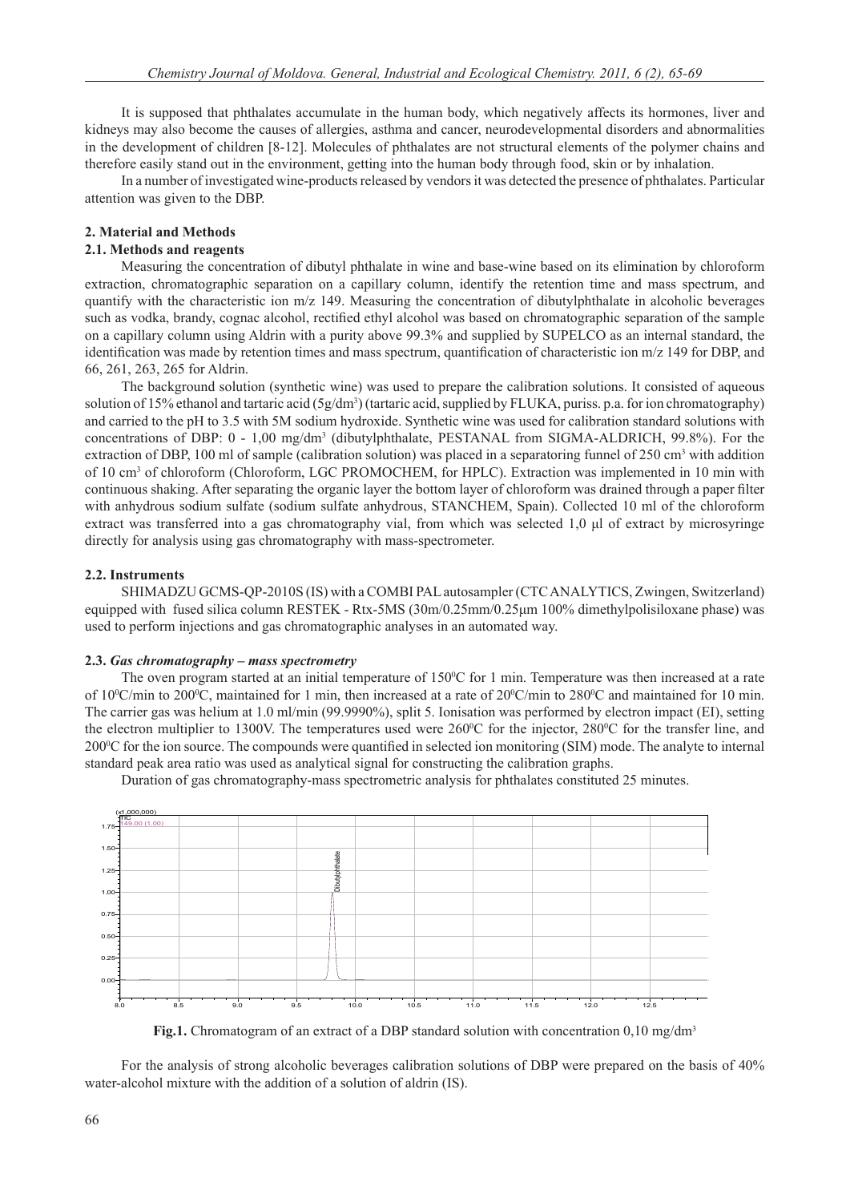It is supposed that phthalates accumulate in the human body, which negatively affects its hormones, liver and kidneys may also become the causes of allergies, asthma and cancer, neurodevelopmental disorders and abnormalities in the development of children [8-12]. Molecules of phthalates are not structural elements of the polymer chains and therefore easily stand out in the environment, getting into the human body through food, skin or by inhalation.

In a number of investigated wine-products released by vendors it was detected the presence of phthalates. Particular attention was given to the DBP.

## 2. Material and Methods

### 2.1. Methods and reagents

Measuring the concentration of dibutyl phthalate in wine and base-wine based on its elimination by chloroform extraction, chromatographic separation on a capillary column, identify the retention time and mass spectrum, and quantify with the characteristic ion m/z 149. Measuring the concentration of dibutylphthalate in alcoholic beverages such as vodka, brandy, cognac alcohol, rectified ethyl alcohol was based on chromatographic separation of the sample on a capillary column using Aldrin with a purity above 99.3% and supplied by SUPELCO as an internal standard, the identification was made by retention times and mass spectrum, quantification of characteristic ion m/z 149 for DBP, and 66, 261, 263, 265 for Aldrin.

The background solution (synthetic wine) was used to prepare the calibration solutions. It consisted of aqueous solution of 15% ethanol and tartaric acid (5g/dm$^3$) (tartaric acid, supplied by FLUKA, puriss. p.a. for ion chromatography) and carried to the pH to 3.5 with 5M sodium hydroxide. Synthetic wine was used for calibration standard solutions with concentrations of DBP: 0 - 1,00 mg/dm$^3$ (dibutylphthalate, PESTANAL from SIGMA-ALDRICH, 99.8%). For the extraction of DBP, 100 ml of sample (calibration solution) was placed in a separatoring funnel of 250 cm$^3$ with addition of 10 cm$^3$ of chloroform (Chloroform, LGC PROMOCHEM, for HPLC). Extraction was implemented in 10 min with continuous shaking. After separating the organic layer the bottom layer of chloroform was drained through a paper filter with anhydrous sodium sulfate (sodium sulfate anhydrous, STANCHEM, Spain). Collected 10 ml of the chloroform extract was transferred into a gas chromatography vial, from which was selected 1,0 μl of extract by microsyringe directly for analysis using gas chromatography with mass-spectrometer.

### 2.2. Instruments

SHIMADZU GCMS-QP-2010S (IS) with a COMBI PAL autosampler (CTC ANALYTICS, Zwingen, Switzerland) equipped with fused silica column RESTEK - Rtx-5MS (30m/0.25mm/0.25μm 100% dimethylpolisiloxane phase) was used to perform injections and gas chromatographic analyses in an automated way.

### 2.3. *Gas chromatography – mass spectrometry*

The oven program started at an initial temperature of 150$^0$C for 1 min. Temperature was then increased at a rate of 10$^0$C/min to 200$^0$C, maintained for 1 min, then increased at a rate of 20$^0$C/min to 280$^0$C and maintained for 10 min. The carrier gas was helium at 1.0 ml/min (99.9990%), split 5. Ionisation was performed by electron impact (EI), setting the electron multiplier to 1300V. The temperatures used were 260$^0$C for the injector, 280$^0$C for the transfer line, and 200$^0$C for the ion source. The compounds were quantified in selected ion monitoring (SIM) mode. The analyte to internal standard peak area ratio was used as analytical signal for constructing the calibration graphs.

Duration of gas chromatography-mass spectrometric analysis for phthalates constituted 25 minutes.

**Fig.1.** Chromatogram of an extract of a DBP standard solution with concentration 0,10 mg/dm$^3$

For the analysis of strong alcoholic beverages calibration solutions of DBP were prepared on the basis of 40% water-alcohol mixture with the addition of a solution of aldrin (IS).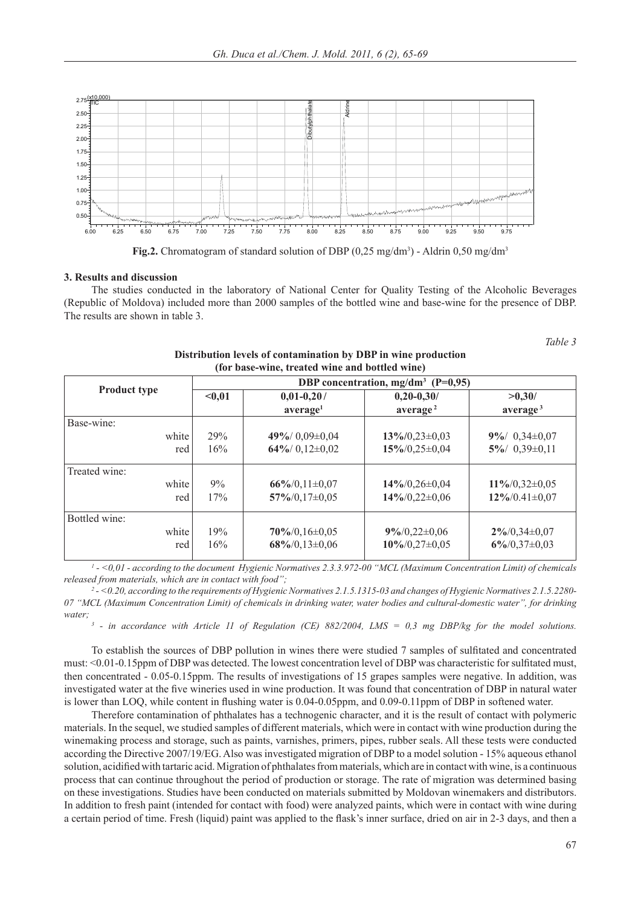**Fig.2.** Chromatogram of standard solution of DBP (0,25 mg/dm³) - Aldrin 0,50 mg/dm³

### 3. Results and discussion

The studies conducted in the laboratory of National Center for Quality Testing of the Alcoholic Beverages (Republic of Moldova) included more than 2000 samples of the bottled wine and base-wine for the presence of DBP. The results are shown in table 3.

*Table 3*

**Distribution levels of contamination by DBP in wine production (for base-wine, treated wine and bottled wine)**

| Product type | DBP concentration, mg/dm³ (P=0,95) | | | |
|---|---|---|---|---|
| | <0,01 | 0,01-0,20 / average[1] | 0,20-0,30/ average[2] | >0,30/ average[3] |
| Base-wine: | | | | |
| white | 29% | **49%**/ 0,09±0,04 | **13%**/0,23±0,03 | **9%**/ 0,34±0,07 |
| red | 16% | **64%**/ 0,12±0,02 | **15%**/0,25±0,04 | **5%**/ 0,39±0,11 |
| Treated wine: | | | | |
| white | 9% | **66%**/0,11±0,07 | **14%**/0,26±0,04 | **11%**/0,32±0,05 |
| red | 17% | **57%**/0,17±0,05 | **14%**/0,22±0,06 | **12%**/0.41±0,07 |
| Bottled wine: | | | | |
| white | 19% | **70%**/0,16±0,05 | **9%**/0,22±0,06 | **2%**/0,34±0,07 |
| red | 16% | **68%**/0,13±0,06 | **10%**/0,27±0,05 | **6%**/0,37±0,03 |

*[1] - <0,01 - according to the document Hygienic Normatives 2.3.3.972-00 "MCL (Maximum Concentration Limit) of chemicals released from materials, which are in contact with food";*

*[2] - <0.20, according to the requirements of Hygienic Normatives 2.1.5.1315-03 and changes of Hygienic Normatives 2.1.5.2280-07 "MCL (Maximum Concentration Limit) of chemicals in drinking water, water bodies and cultural-domestic water", for drinking water;*

*[3] - in accordance with Article 11 of Regulation (CE) 882/2004, LMS = 0,3 mg DBP/kg for the model solutions.*

To establish the sources of DBP pollution in wines there were studied 7 samples of sulfitated and concentrated must: <0.01-0.15ppm of DBP was detected. The lowest concentration level of DBP was characteristic for sulfitated must, then concentrated - 0.05-0.15ppm. The results of investigations of 15 grapes samples were negative. In addition, was investigated water at the five wineries used in wine production. It was found that concentration of DBP in natural water is lower than LOQ, while content in flushing water is 0.04-0.05ppm, and 0.09-0.11ppm of DBP in softened water.

Therefore contamination of phthalates has a technogenic character, and it is the result of contact with polymeric materials. In the sequel, we studied samples of different materials, which were in contact with wine production during the winemaking process and storage, such as paints, varnishes, primers, pipes, rubber seals. All these tests were conducted according the Directive 2007/19/EG. Also was investigated migration of DBP to a model solution - 15% aqueous ethanol solution, acidified with tartaric acid. Migration of phthalates from materials, which are in contact with wine, is a continuous process that can continue throughout the period of production or storage. The rate of migration was determined basing on these investigations. Studies have been conducted on materials submitted by Moldovan winemakers and distributors. In addition to fresh paint (intended for contact with food) were analyzed paints, which were in contact with wine during a certain period of time. Fresh (liquid) paint was applied to the flask's inner surface, dried on air in 2-3 days, and then a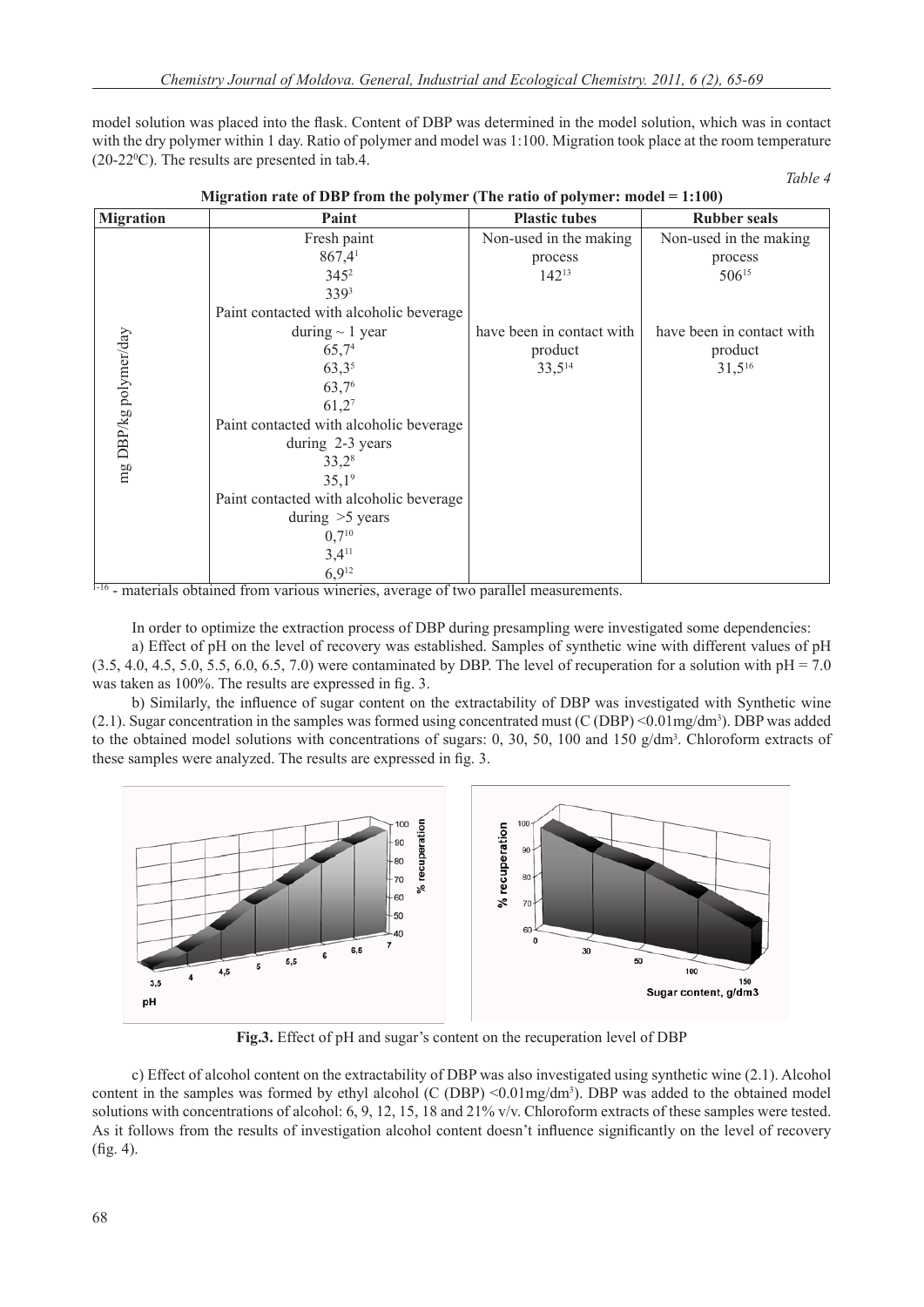model solution was placed into the flask. Content of DBP was determined in the model solution, which was in contact with the dry polymer within 1 day. Ratio of polymer and model was 1:100. Migration took place at the room temperature (20-22$^0$C). The results are presented in tab.4.

*Table 4*

**Migration rate of DBP from the polymer (The ratio of polymer: model = 1:100)**

| Migration | Paint | Plastic tubes | Rubber seals |
|---|---|---|---|
| mg DBP/kg polymer/day | Fresh paint<br>867,4[1]<br>345[2]<br>339[3] | Non-used in the making process<br>142[13] | Non-used in the making process<br>506[15] |
| | Paint contacted with alcoholic beverage during ~ 1 year<br>65,7[4]<br>63,3[5]<br>63,7[6]<br>61,2[7] | have been in contact with product<br>33,5[14] | have been in contact with product<br>31,5[16] |
| | Paint contacted with alcoholic beverage during 2-3 years<br>33,2[8]<br>35,1[9] | | |
| | Paint contacted with alcoholic beverage during >5 years<br>0,7[10]<br>3,4[11]<br>6,9[12] | | |

[1-16] - materials obtained from various wineries, average of two parallel measurements.

In order to optimize the extraction process of DBP during presampling were investigated some dependencies:

a) Effect of pH on the level of recovery was established. Samples of synthetic wine with different values of pH (3.5, 4.0, 4.5, 5.0, 5.5, 6.0, 6.5, 7.0) were contaminated by DBP. The level of recuperation for a solution with pH = 7.0 was taken as 100%. The results are expressed in fig. 3.

b) Similarly, the influence of sugar content on the extractability of DBP was investigated with Synthetic wine (2.1). Sugar concentration in the samples was formed using concentrated must (C (DBP) <0.01mg/dm$^3$). DBP was added to the obtained model solutions with concentrations of sugars: 0, 30, 50, 100 and 150 g/dm$^3$. Chloroform extracts of these samples were analyzed. The results are expressed in fig. 3.

**Fig.3.** Effect of pH and sugar's content on the recuperation level of DBP

c) Effect of alcohol content on the extractability of DBP was also investigated using synthetic wine (2.1). Alcohol content in the samples was formed by ethyl alcohol (C (DBP) <0.01mg/dm$^3$). DBP was added to the obtained model solutions with concentrations of alcohol: 6, 9, 12, 15, 18 and 21% v/v. Chloroform extracts of these samples were tested. As it follows from the results of investigation alcohol content doesn't influence significantly on the level of recovery (fig. 4).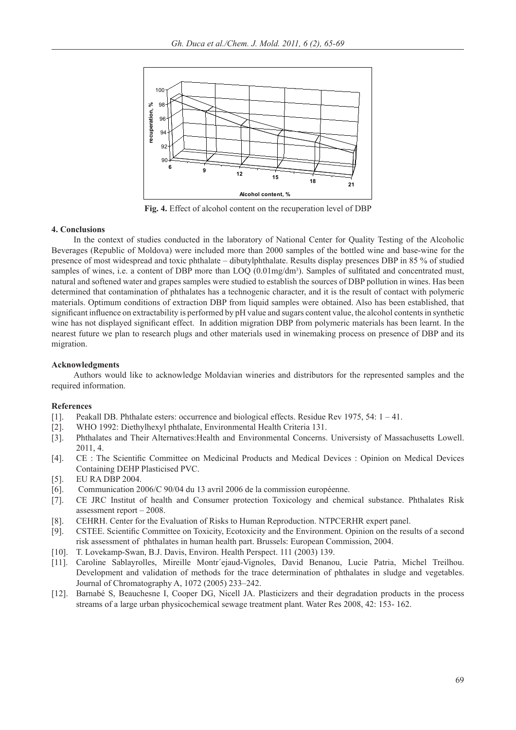100
98
96
94
92
90
recuperation, %
6
9
12
15
18
21
Alcohol content, %

**Fig. 4.** Effect of alcohol content on the recuperation level of DBP

### 4. Conclusions

In the context of studies conducted in the laboratory of National Center for Quality Testing of the Alcoholic Beverages (Republic of Moldova) were included more than 2000 samples of the bottled wine and base-wine for the presence of most widespread and toxic phthalate – dibutylphthalate. Results display presences DBP in 85 % of studied samples of wines, i.e. a content of DBP more than LOQ (0.01mg/dm$^3$). Samples of sulfitated and concentrated must, natural and softened water and grapes samples were studied to establish the sources of DBP pollution in wines. Has been determined that contamination of phthalates has a technogenic character, and it is the result of contact with polymeric materials. Optimum conditions of extraction DBP from liquid samples were obtained. Also has been established, that significant influence on extractability is performed by pH value and sugars content value, the alcohol contents in synthetic wine has not displayed significant effect. In addition migration DBP from polymeric materials has been learnt. In the nearest future we plan to research plugs and other materials used in winemaking process on presence of DBP and its migration.

### Acknowledgments

Authors would like to acknowledge Moldavian wineries and distributors for the represented samples and the required information.

### References

[1]. Peakall DB. Phthalate esters: occurrence and biological effects. Residue Rev 1975, 54: 1 – 41.

[2]. WHO 1992: Diethylhexyl phthalate, Environmental Health Criteria 131.

[3]. Phthalates and Their Alternatives:Health and Environmental Concerns. Universisty of Massachusetts Lowell. 2011, 4.

[4]. CE : The Scientific Committee on Medicinal Products and Medical Devices : Opinion on Medical Devices Containing DEHP Plasticised PVC.

[5]. EU RA DBP 2004.

[6]. Communication 2006/C 90/04 du 13 avril 2006 de la commission européenne.

[7]. CE JRC Institut of health and Consumer protection Toxicology and chemical substance. Phthalates Risk assessment report – 2008.

[8]. CEHRH. Center for the Evaluation of Risks to Human Reproduction. NTPCERHR expert panel.

[9]. CSTEE. Scientific Committee on Toxicity, Ecotoxicity and the Environment. Opinion on the results of a second risk assessment of phthalates in human health part. Brussels: European Commission, 2004.

[10]. T. Lovekamp-Swan, B.J. Davis, Environ. Health Perspect. 111 (2003) 139.

[11]. Caroline Sablayrolles, Mireille Montr´ejaud-Vignoles, David Benanou, Lucie Patria, Michel Treilhou. Development and validation of methods for the trace determination of phthalates in sludge and vegetables. Journal of Chromatography A, 1072 (2005) 233–242.

[12]. Barnabé S, Beauchesne I, Cooper DG, Nicell JA. Plasticizers and their degradation products in the process streams of a large urban physicochemical sewage treatment plant. Water Res 2008, 42: 153- 162.